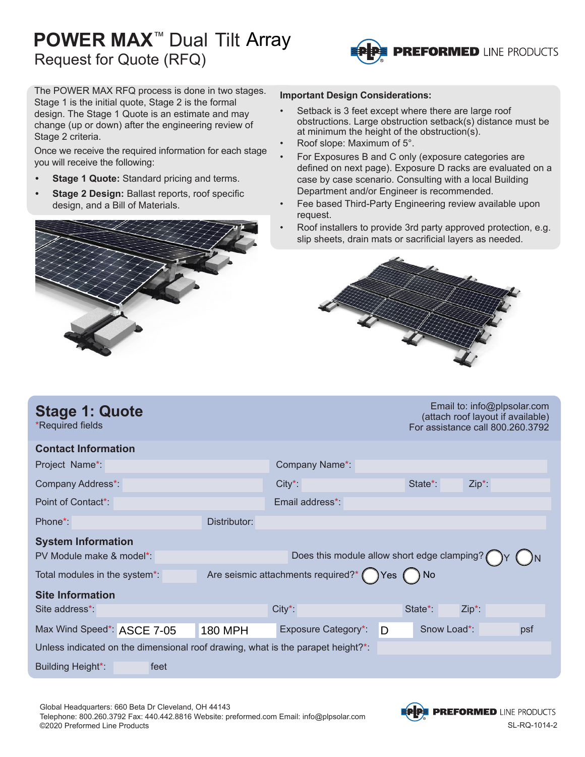# POWER MAX™ Dual Tilt Array
## Request for Quote (RFQ)

PREFORMED LINE PRODUCTS

The POWER MAX RFQ process is done in two stages. Stage 1 is the initial quote, Stage 2 is the formal design. The Stage 1 Quote is an estimate and may change (up or down) after the engineering review of Stage 2 criteria.

Once we receive the required information for each stage you will receive the following:

- **Stage 1 Quote:** Standard pricing and terms.
- **Stage 2 Design:** Ballast reports, roof specific design, and a Bill of Materials.

**Important Design Considerations:**

- Setback is 3 feet except where there are large roof obstructions. Large obstruction setback(s) distance must be at minimum the height of the obstruction(s).
- Roof slope: Maximum of 5°.
- For Exposures B and C only (exposure categories are defined on next page). Exposure D racks are evaluated on a case by case scenario. Consulting with a local Building Department and/or Engineer is recommended.
- Fee based Third-Party Engineering review available upon request.
- Roof installers to provide 3rd party approved protection, e.g. slip sheets, drain mats or sacrificial layers as needed.

## Stage 1: Quote

*Required fields

Email to: info@plpsolar.com
(attach roof layout if available)
For assistance call 800.260.3792

### Contact Information

Project Name*: ______ Company Name*: ______

Company Address*: ______ City*: ______ State*: ______ Zip*: ______

Point of Contact*: ______ Email address*: ______

Phone*: ______ Distributor: ______

### System Information

PV Module make & model*: ______ Does this module allow short edge clamping? ◯ Y ◯ N

Total modules in the system*: ______ Are seismic attachments required?* ◯ Yes ◯ No

### Site Information

Site address*: ______ City*: ______ State*: ______ Zip*: ______

Max Wind Speed*: ASCE 7-05 180 MPH Exposure Category*: D Snow Load*: ______ psf

Unless indicated on the dimensional roof drawing, what is the parapet height?*: ______

Building Height*: ______ feet

Global Headquarters: 660 Beta Dr Cleveland, OH 44143
Telephone: 800.260.3792 Fax: 440.442.8816 Website: preformed.com Email: info@plpsolar.com
©2020 Preformed Line Products

SL-RQ-1014-2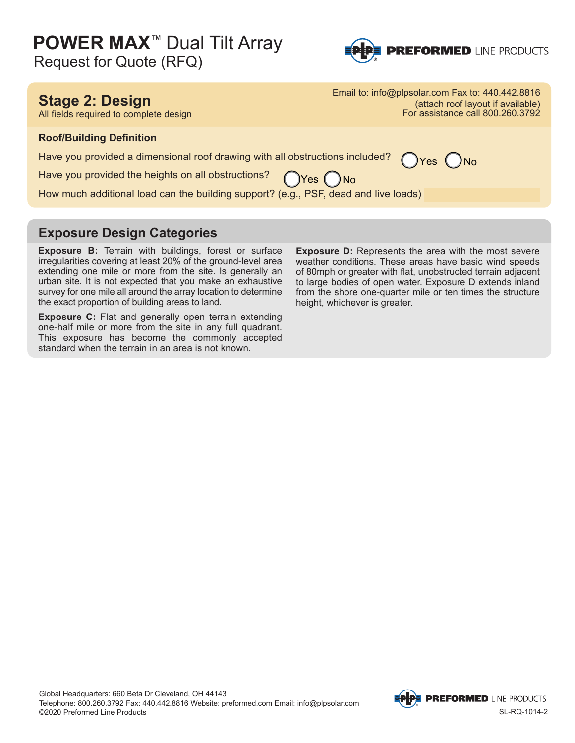# POWER MAX™ Dual Tilt Array

Request for Quote (RFQ)

PREFORMED LINE PRODUCTS

## Stage 2: Design

All fields required to complete design

Email to: info@plpsolar.com Fax to: 440.442.8816
(attach roof layout if available)
For assistance call 800.260.3792

### Roof/Building Definition

Have you provided a dimensional roof drawing with all obstructions included? ◯ Yes ◯ No

Have you provided the heights on all obstructions? ◯ Yes ◯ No

How much additional load can the building support? (e.g., PSF, dead and live loads)

## Exposure Design Categories

**Exposure B:** Terrain with buildings, forest or surface irregularities covering at least 20% of the ground-level area extending one mile or more from the site. Is generally an urban site. It is not expected that you make an exhaustive survey for one mile all around the array location to determine the exact proportion of building areas to land.

**Exposure C:** Flat and generally open terrain extending one-half mile or more from the site in any full quadrant. This exposure has become the commonly accepted standard when the terrain in an area is not known.

**Exposure D:** Represents the area with the most severe weather conditions. These areas have basic wind speeds of 80mph or greater with flat, unobstructed terrain adjacent to large bodies of open water. Exposure D extends inland from the shore one-quarter mile or ten times the structure height, whichever is greater.

Global Headquarters: 660 Beta Dr Cleveland, OH 44143
Telephone: 800.260.3792 Fax: 440.442.8816 Website: preformed.com Email: info@plpsolar.com
©2020 Preformed Line Products

PREFORMED LINE PRODUCTS

SL-RQ-1014-2